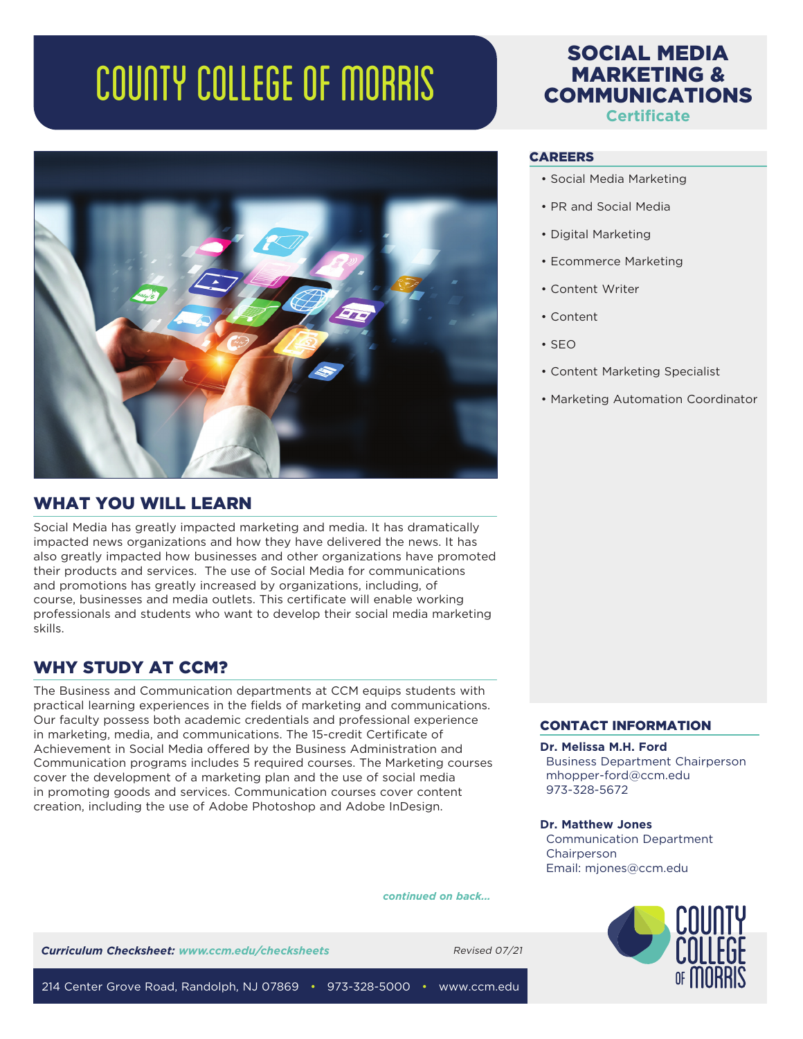# COUNTY COLLEGE OF MORRIS

## SOCIAL MEDIA MARKETING & COMMUNICATIONS

**Certificate**

### CAREERS

- Social Media Marketing
- PR and Social Media
- Digital Marketing
- Ecommerce Marketing
- Content Writer
- Content
- SEO
- Content Marketing Specialist
- Marketing Automation Coordinator

## WHAT YOU WILL LEARN

Social Media has greatly impacted marketing and media. It has dramatically impacted news organizations and how they have delivered the news. It has also greatly impacted how businesses and other organizations have promoted their products and services. The use of Social Media for communications and promotions has greatly increased by organizations, including, of course, businesses and media outlets. This certificate will enable working professionals and students who want to develop their social media marketing skills.

## WHY STUDY AT CCM?

The Business and Communication departments at CCM equips students with practical learning experiences in the fields of marketing and communications. Our faculty possess both academic credentials and professional experience in marketing, media, and communications. The 15-credit Certificate of Achievement in Social Media offered by the Business Administration and Communication programs includes 5 required courses. The Marketing courses cover the development of a marketing plan and the use of social media in promoting goods and services. Communication courses cover content creation, including the use of Adobe Photoshop and Adobe InDesign.

*continued on back...*

### CONTACT INFORMATION

**Dr. Melissa M.H. Ford**
Business Department Chairperson
mhopper-ford@ccm.edu
973-328-5672

**Dr. Matthew Jones**
Communication Department Chairperson
Email: mjones@ccm.edu

***Curriculum Checksheet:*** ***www.ccm.edu/checksheets***

*Revised 07/21*

214 Center Grove Road, Randolph, NJ 07869 • 973-328-5000 • www.ccm.edu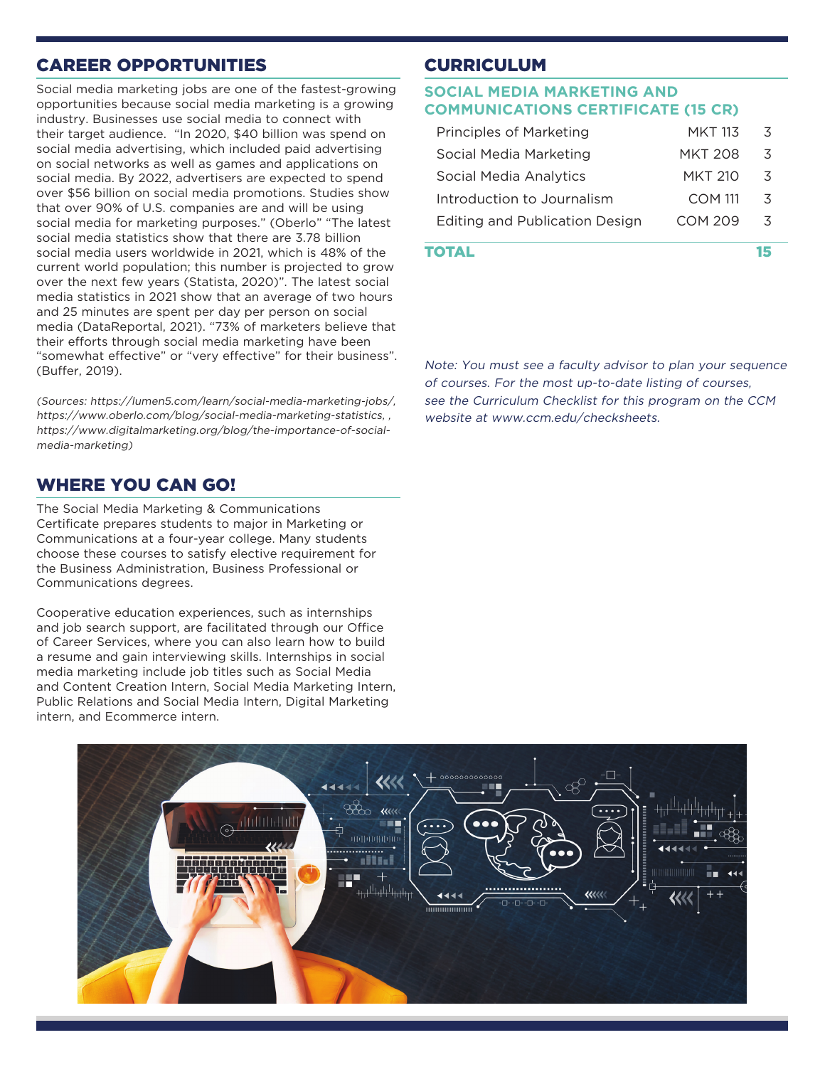## CAREER OPPORTUNITIES

Social media marketing jobs are one of the fastest-growing opportunities because social media marketing is a growing industry. Businesses use social media to connect with their target audience. "In 2020, $40 billion was spend on social media advertising, which included paid advertising on social networks as well as games and applications on social media. By 2022, advertisers are expected to spend over $56 billion on social media promotions. Studies show that over 90% of U.S. companies are and will be using social media for marketing purposes." (Oberlo" "The latest social media statistics show that there are 3.78 billion social media users worldwide in 2021, which is 48% of the current world population; this number is projected to grow over the next few years (Statista, 2020)". The latest social media statistics in 2021 show that an average of two hours and 25 minutes are spent per day per person on social media (DataReportal, 2021). "73% of marketers believe that their efforts through social media marketing have been "somewhat effective" or "very effective" for their business". (Buffer, 2019).

*(Sources: https://lumen5.com/learn/social-media-marketing-jobs/, https://www.oberlo.com/blog/social-media-marketing-statistics, , https://www.digitalmarketing.org/blog/the-importance-of-social-media-marketing)*

## WHERE YOU CAN GO!

The Social Media Marketing & Communications Certificate prepares students to major in Marketing or Communications at a four-year college. Many students choose these courses to satisfy elective requirement for the Business Administration, Business Professional or Communications degrees.

Cooperative education experiences, such as internships and job search support, are facilitated through our Office of Career Services, where you can also learn how to build a resume and gain interviewing skills. Internships in social media marketing include job titles such as Social Media and Content Creation Intern, Social Media Marketing Intern, Public Relations and Social Media Intern, Digital Marketing intern, and Ecommerce intern.

## CURRICULUM

### SOCIAL MEDIA MARKETING AND COMMUNICATIONS CERTIFICATE (15 CR)

| | | |
|---|---|---|
| Principles of Marketing | MKT 113 | 3 |
| Social Media Marketing | MKT 208 | 3 |
| Social Media Analytics | MKT 210 | 3 |
| Introduction to Journalism | COM 111 | 3 |
| Editing and Publication Design | COM 209 | 3 |
| **TOTAL** | | **15** |

*Note: You must see a faculty advisor to plan your sequence of courses. For the most up-to-date listing of courses, see the Curriculum Checklist for this program on the CCM website at www.ccm.edu/checksheets.*